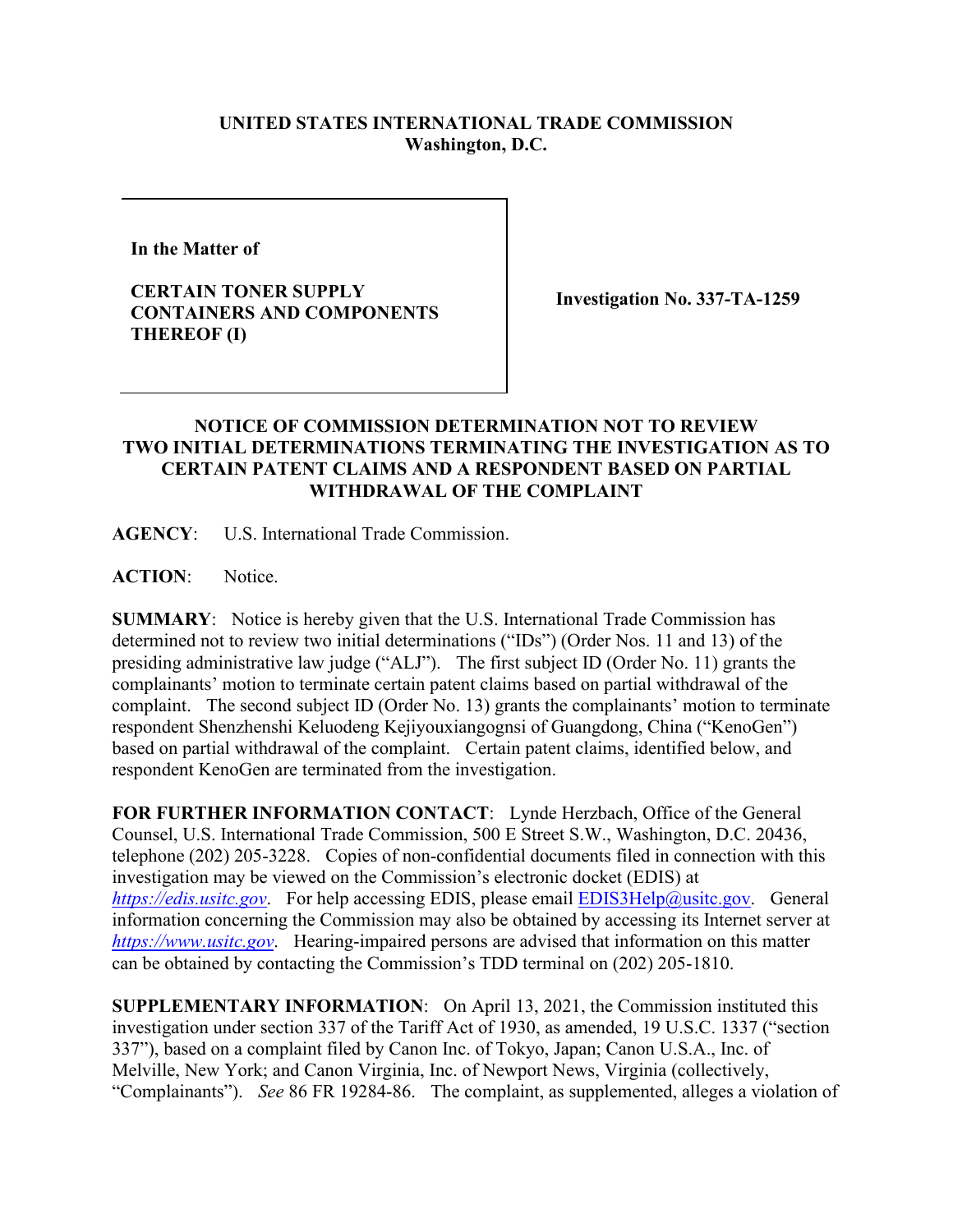**UNITED STATES INTERNATIONAL TRADE COMMISSION**
**Washington, D.C.**

| | |
|---|---|
| **In the Matter of**<br><br>**CERTAIN TONER SUPPLY CONTAINERS AND COMPONENTS THEREOF (I)** | **Investigation No. 337-TA-1259** |

## NOTICE OF COMMISSION DETERMINATION NOT TO REVIEW TWO INITIAL DETERMINATIONS TERMINATING THE INVESTIGATION AS TO CERTAIN PATENT CLAIMS AND A RESPONDENT BASED ON PARTIAL WITHDRAWAL OF THE COMPLAINT

**AGENCY**: U.S. International Trade Commission.

**ACTION**: Notice.

**SUMMARY**: Notice is hereby given that the U.S. International Trade Commission has determined not to review two initial determinations ("IDs") (Order Nos. 11 and 13) of the presiding administrative law judge ("ALJ"). The first subject ID (Order No. 11) grants the complainants' motion to terminate certain patent claims based on partial withdrawal of the complaint. The second subject ID (Order No. 13) grants the complainants' motion to terminate respondent Shenzhenshi Keluodeng Kejiyouxiangognsi of Guangdong, China ("KenoGen") based on partial withdrawal of the complaint. Certain patent claims, identified below, and respondent KenoGen are terminated from the investigation.

**FOR FURTHER INFORMATION CONTACT**: Lynde Herzbach, Office of the General Counsel, U.S. International Trade Commission, 500 E Street S.W., Washington, D.C. 20436, telephone (202) 205-3228. Copies of non-confidential documents filed in connection with this investigation may be viewed on the Commission's electronic docket (EDIS) at *https://edis.usitc.gov*. For help accessing EDIS, please email EDIS3Help@usitc.gov. General information concerning the Commission may also be obtained by accessing its Internet server at *https://www.usitc.gov*. Hearing-impaired persons are advised that information on this matter can be obtained by contacting the Commission's TDD terminal on (202) 205-1810.

**SUPPLEMENTARY INFORMATION**: On April 13, 2021, the Commission instituted this investigation under section 337 of the Tariff Act of 1930, as amended, 19 U.S.C. 1337 ("section 337"), based on a complaint filed by Canon Inc. of Tokyo, Japan; Canon U.S.A., Inc. of Melville, New York; and Canon Virginia, Inc. of Newport News, Virginia (collectively, "Complainants"). *See* 86 FR 19284-86. The complaint, as supplemented, alleges a violation of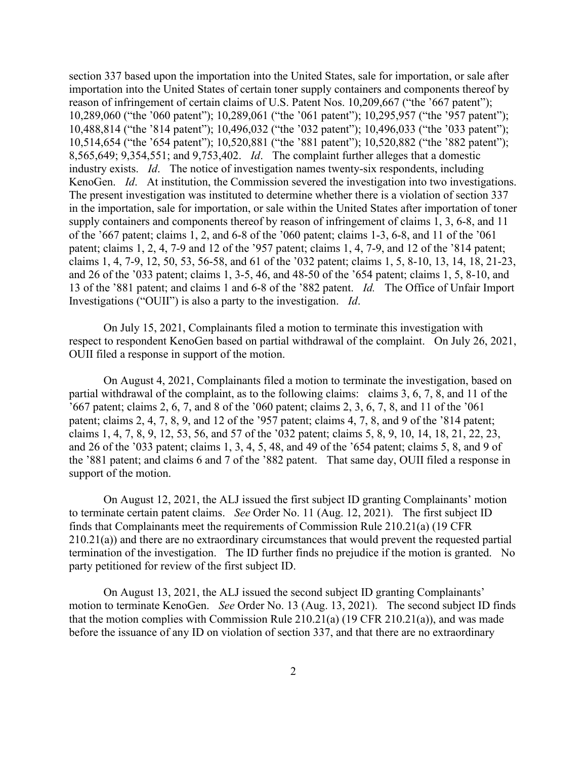section 337 based upon the importation into the United States, sale for importation, or sale after importation into the United States of certain toner supply containers and components thereof by reason of infringement of certain claims of U.S. Patent Nos. 10,209,667 ("the '667 patent"); 10,289,060 ("the '060 patent"); 10,289,061 ("the '061 patent"); 10,295,957 ("the '957 patent"); 10,488,814 ("the '814 patent"); 10,496,032 ("the '032 patent"); 10,496,033 ("the '033 patent"); 10,514,654 ("the '654 patent"); 10,520,881 ("the '881 patent"); 10,520,882 ("the '882 patent"); 8,565,649; 9,354,551; and 9,753,402. *Id*. The complaint further alleges that a domestic industry exists. *Id*. The notice of investigation names twenty-six respondents, including KenoGen. *Id*. At institution, the Commission severed the investigation into two investigations. The present investigation was instituted to determine whether there is a violation of section 337 in the importation, sale for importation, or sale within the United States after importation of toner supply containers and components thereof by reason of infringement of claims 1, 3, 6-8, and 11 of the '667 patent; claims 1, 2, and 6-8 of the '060 patent; claims 1-3, 6-8, and 11 of the '061 patent; claims 1, 2, 4, 7-9 and 12 of the '957 patent; claims 1, 4, 7-9, and 12 of the '814 patent; claims 1, 4, 7-9, 12, 50, 53, 56-58, and 61 of the '032 patent; claims 1, 5, 8-10, 13, 14, 18, 21-23, and 26 of the '033 patent; claims 1, 3-5, 46, and 48-50 of the '654 patent; claims 1, 5, 8-10, and 13 of the '881 patent; and claims 1 and 6-8 of the '882 patent. *Id.* The Office of Unfair Import Investigations ("OUII") is also a party to the investigation. *Id*.

On July 15, 2021, Complainants filed a motion to terminate this investigation with respect to respondent KenoGen based on partial withdrawal of the complaint. On July 26, 2021, OUII filed a response in support of the motion.

On August 4, 2021, Complainants filed a motion to terminate the investigation, based on partial withdrawal of the complaint, as to the following claims: claims 3, 6, 7, 8, and 11 of the '667 patent; claims 2, 6, 7, and 8 of the '060 patent; claims 2, 3, 6, 7, 8, and 11 of the '061 patent; claims 2, 4, 7, 8, 9, and 12 of the '957 patent; claims 4, 7, 8, and 9 of the '814 patent; claims 1, 4, 7, 8, 9, 12, 53, 56, and 57 of the '032 patent; claims 5, 8, 9, 10, 14, 18, 21, 22, 23, and 26 of the '033 patent; claims 1, 3, 4, 5, 48, and 49 of the '654 patent; claims 5, 8, and 9 of the '881 patent; and claims 6 and 7 of the '882 patent. That same day, OUII filed a response in support of the motion.

On August 12, 2021, the ALJ issued the first subject ID granting Complainants' motion to terminate certain patent claims. *See* Order No. 11 (Aug. 12, 2021). The first subject ID finds that Complainants meet the requirements of Commission Rule 210.21(a) (19 CFR 210.21(a)) and there are no extraordinary circumstances that would prevent the requested partial termination of the investigation. The ID further finds no prejudice if the motion is granted. No party petitioned for review of the first subject ID.

On August 13, 2021, the ALJ issued the second subject ID granting Complainants' motion to terminate KenoGen. *See* Order No. 13 (Aug. 13, 2021). The second subject ID finds that the motion complies with Commission Rule 210.21(a) (19 CFR 210.21(a)), and was made before the issuance of any ID on violation of section 337, and that there are no extraordinary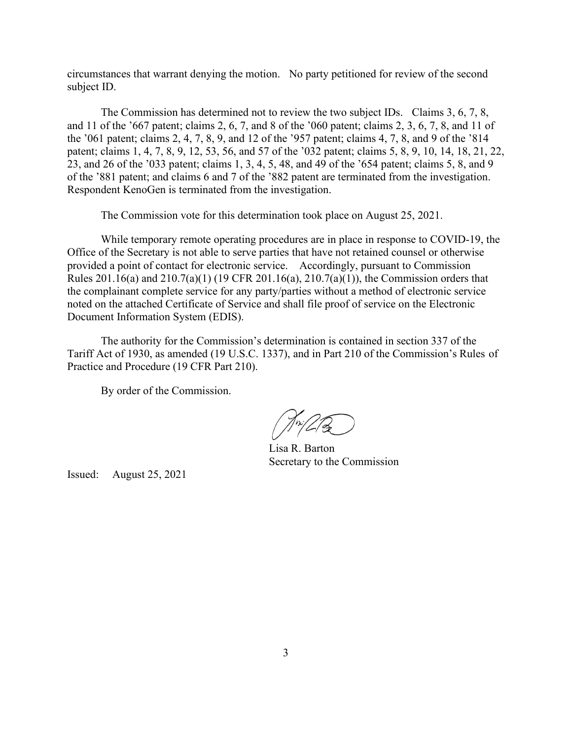circumstances that warrant denying the motion. No party petitioned for review of the second subject ID.

The Commission has determined not to review the two subject IDs. Claims 3, 6, 7, 8, and 11 of the '667 patent; claims 2, 6, 7, and 8 of the '060 patent; claims 2, 3, 6, 7, 8, and 11 of the '061 patent; claims 2, 4, 7, 8, 9, and 12 of the '957 patent; claims 4, 7, 8, and 9 of the '814 patent; claims 1, 4, 7, 8, 9, 12, 53, 56, and 57 of the '032 patent; claims 5, 8, 9, 10, 14, 18, 21, 22, 23, and 26 of the '033 patent; claims 1, 3, 4, 5, 48, and 49 of the '654 patent; claims 5, 8, and 9 of the '881 patent; and claims 6 and 7 of the '882 patent are terminated from the investigation. Respondent KenoGen is terminated from the investigation.

The Commission vote for this determination took place on August 25, 2021.

While temporary remote operating procedures are in place in response to COVID-19, the Office of the Secretary is not able to serve parties that have not retained counsel or otherwise provided a point of contact for electronic service. Accordingly, pursuant to Commission Rules 201.16(a) and 210.7(a)(1) (19 CFR 201.16(a), 210.7(a)(1)), the Commission orders that the complainant complete service for any party/parties without a method of electronic service noted on the attached Certificate of Service and shall file proof of service on the Electronic Document Information System (EDIS).

The authority for the Commission's determination is contained in section 337 of the Tariff Act of 1930, as amended (19 U.S.C. 1337), and in Part 210 of the Commission's Rules of Practice and Procedure (19 CFR Part 210).

By order of the Commission.

Lisa R. Barton
Secretary to the Commission

Issued: August 25, 2021